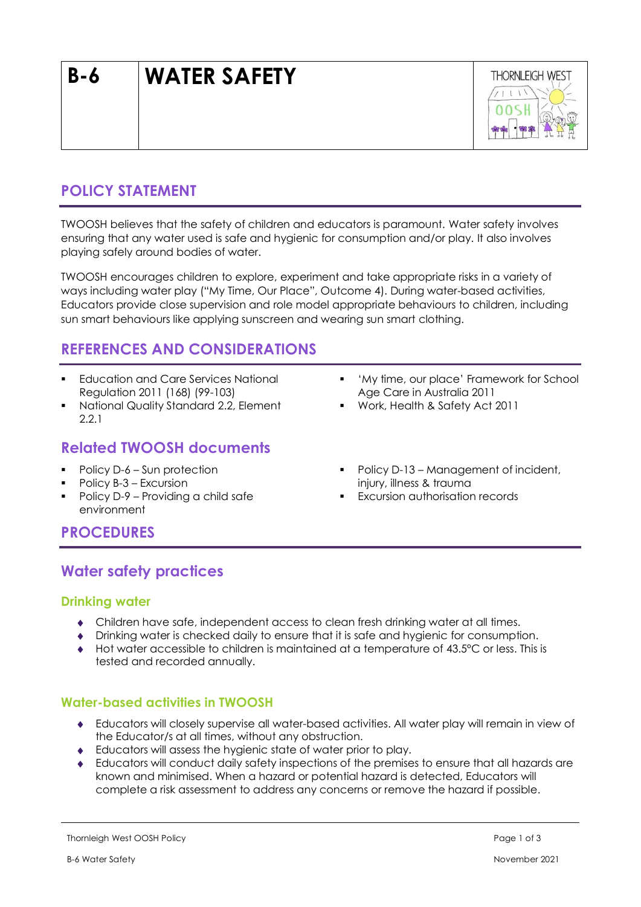# B-6 WATER SAFETY

## POLICY STATEMENT

TWOOSH believes that the safety of children and educators is paramount. Water safety involves ensuring that any water used is safe and hygienic for consumption and/or play. It also involves playing safely around bodies of water.

TWOOSH encourages children to explore, experiment and take appropriate risks in a variety of ways including water play ("My Time, Our Place", Outcome 4). During water-based activities, Educators provide close supervision and role model appropriate behaviours to children, including sun smart behaviours like applying sunscreen and wearing sun smart clothing.

## REFERENCES AND CONSIDERATIONS

- Education and Care Services National Regulation 2011 (168) (99-103)
- National Quality Standard 2.2, Element 2.2.1
- 'My time, our place' Framework for School Age Care in Australia 2011
- Work, Health & Safety Act 2011

## Related TWOOSH documents

- Policy D-6 – Sun protection
- Policy B-3 – Excursion
- Policy D-9 – Providing a child safe environment
- Policy D-13 – Management of incident, injury, illness & trauma
- Excursion authorisation records

## PROCEDURES

## Water safety practices

### Drinking water

- Children have safe, independent access to clean fresh drinking water at all times.
- Drinking water is checked daily to ensure that it is safe and hygienic for consumption.
- Hot water accessible to children is maintained at a temperature of 43.5°C or less. This is tested and recorded annually.

### Water-based activities in TWOOSH

- Educators will closely supervise all water-based activities. All water play will remain in view of the Educator/s at all times, without any obstruction.
- Educators will assess the hygienic state of water prior to play.
- Educators will conduct daily safety inspections of the premises to ensure that all hazards are known and minimised. When a hazard or potential hazard is detected, Educators will complete a risk assessment to address any concerns or remove the hazard if possible.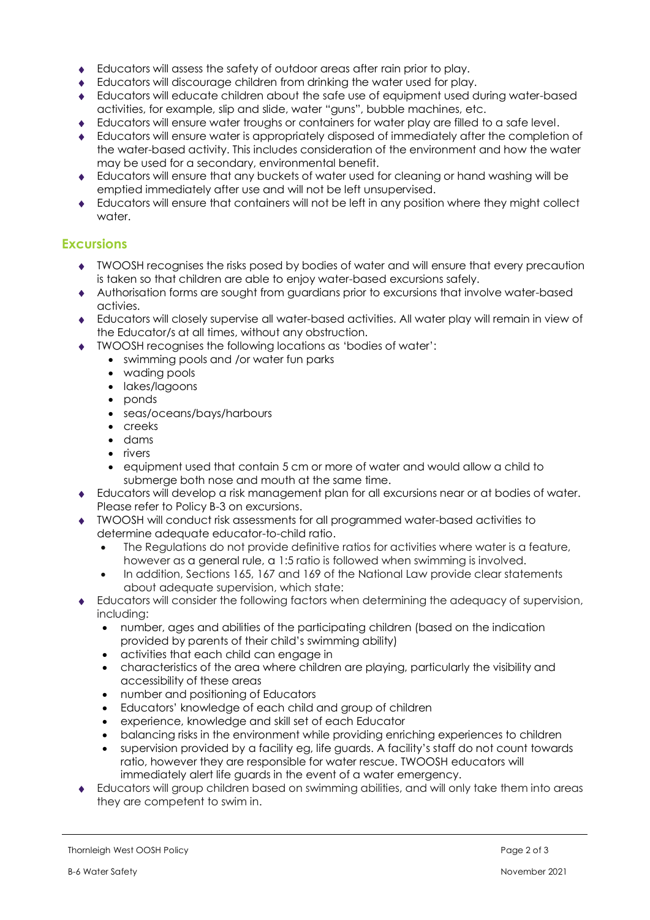- Educators will assess the safety of outdoor areas after rain prior to play.
- Educators will discourage children from drinking the water used for play.
- Educators will educate children about the safe use of equipment used during water-based activities, for example, slip and slide, water "guns", bubble machines, etc.
- Educators will ensure water troughs or containers for water play are filled to a safe level.
- Educators will ensure water is appropriately disposed of immediately after the completion of the water-based activity. This includes consideration of the environment and how the water may be used for a secondary, environmental benefit.
- Educators will ensure that any buckets of water used for cleaning or hand washing will be emptied immediately after use and will not be left unsupervised.
- Educators will ensure that containers will not be left in any position where they might collect water.

## Excursions

- TWOOSH recognises the risks posed by bodies of water and will ensure that every precaution is taken so that children are able to enjoy water-based excursions safely.
- Authorisation forms are sought from guardians prior to excursions that involve water-based activies.
- Educators will closely supervise all water-based activities. All water play will remain in view of the Educator/s at all times, without any obstruction.
- TWOOSH recognises the following locations as 'bodies of water':
  - swimming pools and /or water fun parks
  - wading pools
  - lakes/lagoons
  - ponds
  - seas/oceans/bays/harbours
  - creeks
  - dams
  - rivers
  - equipment used that contain 5 cm or more of water and would allow a child to submerge both nose and mouth at the same time.
- Educators will develop a risk management plan for all excursions near or at bodies of water. Please refer to Policy B-3 on excursions.
- TWOOSH will conduct risk assessments for all programmed water-based activities to determine adequate educator-to-child ratio.
  - The Regulations do not provide definitive ratios for activities where water is a feature, however as a general rule, a 1:5 ratio is followed when swimming is involved.
  - In addition, Sections 165, 167 and 169 of the National Law provide clear statements about adequate supervision, which state:
- Educators will consider the following factors when determining the adequacy of supervision, including:
  - number, ages and abilities of the participating children (based on the indication provided by parents of their child's swimming ability)
  - activities that each child can engage in
  - characteristics of the area where children are playing, particularly the visibility and accessibility of these areas
  - number and positioning of Educators
  - Educators' knowledge of each child and group of children
  - experience, knowledge and skill set of each Educator
  - balancing risks in the environment while providing enriching experiences to children
  - supervision provided by a facility eg, life guards. A facility's staff do not count towards ratio, however they are responsible for water rescue. TWOOSH educators will immediately alert life guards in the event of a water emergency.
- Educators will group children based on swimming abilities, and will only take them into areas they are competent to swim in.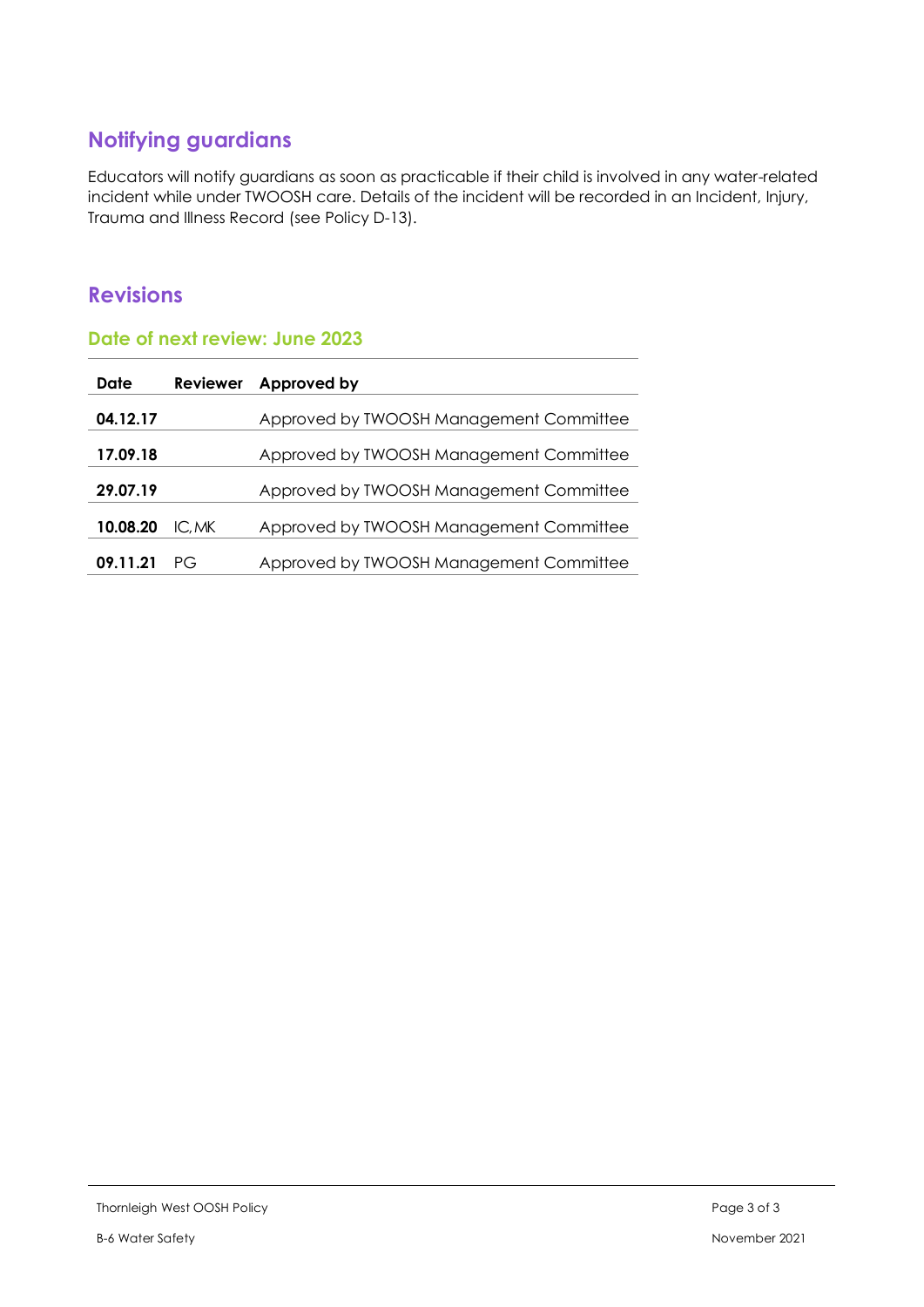## Notifying guardians

Educators will notify guardians as soon as practicable if their child is involved in any water-related incident while under TWOOSH care. Details of the incident will be recorded in an Incident, Injury, Trauma and Illness Record (see Policy D-13).

## Revisions

### Date of next review: June 2023

| Date | Reviewer | Approved by |
|---|---|---|
| **04.12.17** | | Approved by TWOOSH Management Committee |
| **17.09.18** | | Approved by TWOOSH Management Committee |
| **29.07.19** | | Approved by TWOOSH Management Committee |
| **10.08.20** | IC, MK | Approved by TWOOSH Management Committee |
| **09.11.21** | PG | Approved by TWOOSH Management Committee |